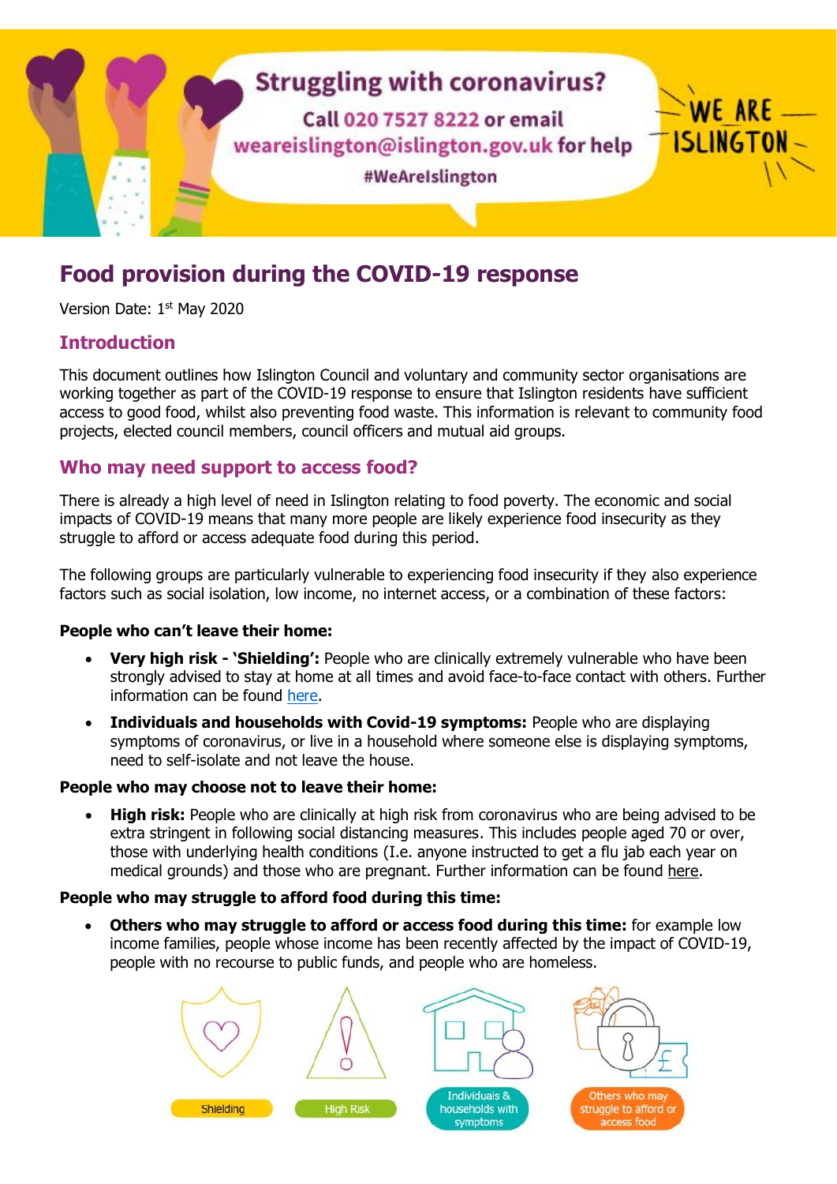Struggling with coronavirus?

Call 020 7527 8222 or email weareislington@islington.gov.uk for help

#WeAreIslington

WE ARE ISLINGTON

# Food provision during the COVID-19 response

Version Date: 1st May 2020

## Introduction

This document outlines how Islington Council and voluntary and community sector organisations are working together as part of the COVID-19 response to ensure that Islington residents have sufficient access to good food, whilst also preventing food waste. This information is relevant to community food projects, elected council members, council officers and mutual aid groups.

## Who may need support to access food?

There is already a high level of need in Islington relating to food poverty. The economic and social impacts of COVID-19 means that many more people are likely experience food insecurity as they struggle to afford or access adequate food during this period.

The following groups are particularly vulnerable to experiencing food insecurity if they also experience factors such as social isolation, low income, no internet access, or a combination of these factors:

**People who can't leave their home:**

- **Very high risk - 'Shielding':** People who are clinically extremely vulnerable who have been strongly advised to stay at home at all times and avoid face-to-face contact with others. Further information can be found here.
- **Individuals and households with Covid-19 symptoms:** People who are displaying symptoms of coronavirus, or live in a household where someone else is displaying symptoms, need to self-isolate and not leave the house.

**People who may choose not to leave their home:**

- **High risk:** People who are clinically at high risk from coronavirus who are being advised to be extra stringent in following social distancing measures. This includes people aged 70 or over, those with underlying health conditions (I.e. anyone instructed to get a flu jab each year on medical grounds) and those who are pregnant. Further information can be found here.

**People who may struggle to afford food during this time:**

- **Others who may struggle to afford or access food during this time:** for example low income families, people whose income has been recently affected by the impact of COVID-19, people with no recourse to public funds, and people who are homeless.

Shielding | High Risk | Individuals & households with symptoms | Others who may struggle to afford or access food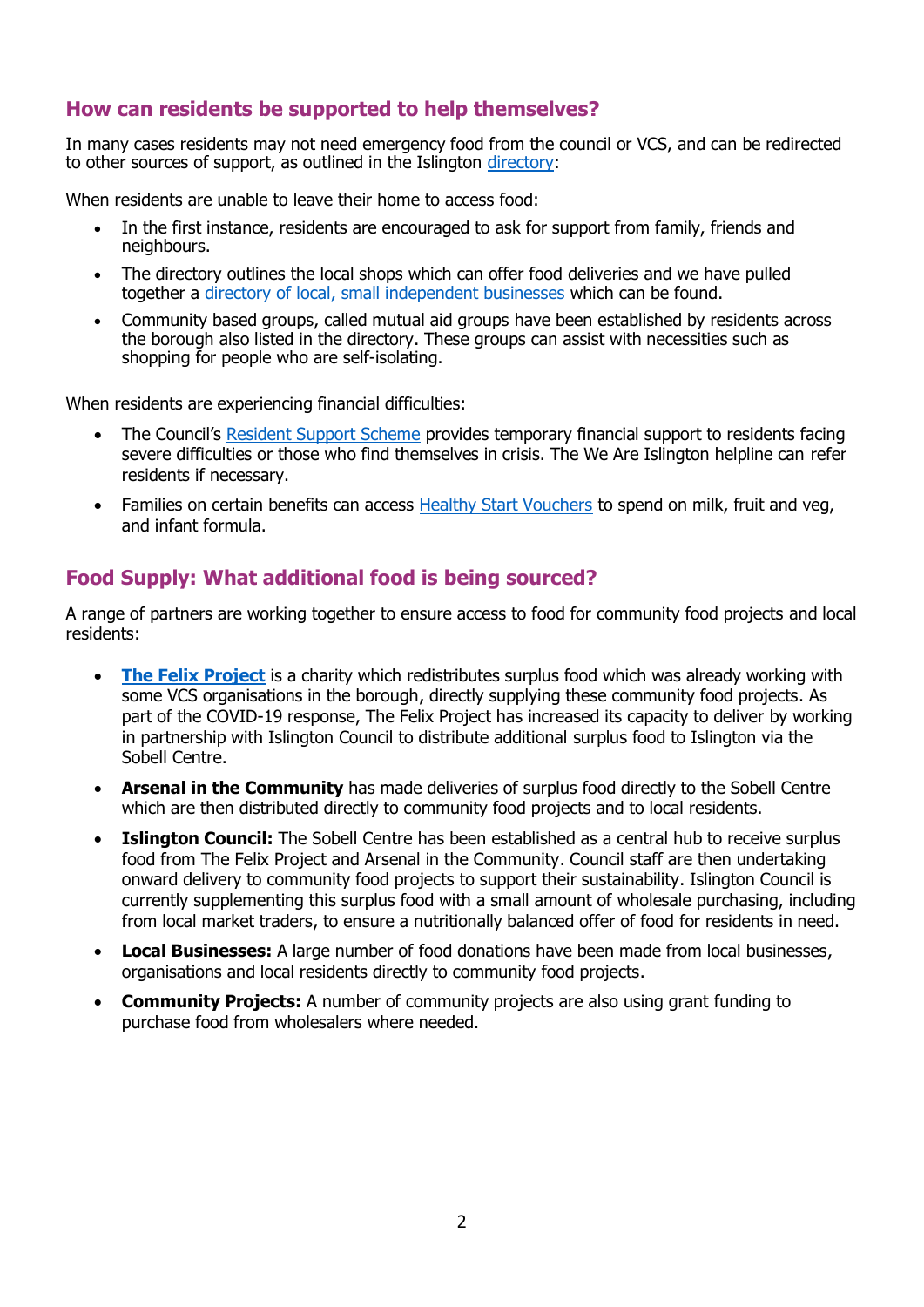## How can residents be supported to help themselves?

In many cases residents may not need emergency food from the council or VCS, and can be redirected to other sources of support, as outlined in the Islington directory:

When residents are unable to leave their home to access food:

- In the first instance, residents are encouraged to ask for support from family, friends and neighbours.
- The directory outlines the local shops which can offer food deliveries and we have pulled together a directory of local, small independent businesses which can be found.
- Community based groups, called mutual aid groups have been established by residents across the borough also listed in the directory. These groups can assist with necessities such as shopping for people who are self-isolating.

When residents are experiencing financial difficulties:

- The Council's Resident Support Scheme provides temporary financial support to residents facing severe difficulties or those who find themselves in crisis. The We Are Islington helpline can refer residents if necessary.
- Families on certain benefits can access Healthy Start Vouchers to spend on milk, fruit and veg, and infant formula.

## Food Supply: What additional food is being sourced?

A range of partners are working together to ensure access to food for community food projects and local residents:

- **The Felix Project** is a charity which redistributes surplus food which was already working with some VCS organisations in the borough, directly supplying these community food projects. As part of the COVID-19 response, The Felix Project has increased its capacity to deliver by working in partnership with Islington Council to distribute additional surplus food to Islington via the Sobell Centre.
- **Arsenal in the Community** has made deliveries of surplus food directly to the Sobell Centre which are then distributed directly to community food projects and to local residents.
- **Islington Council:** The Sobell Centre has been established as a central hub to receive surplus food from The Felix Project and Arsenal in the Community. Council staff are then undertaking onward delivery to community food projects to support their sustainability. Islington Council is currently supplementing this surplus food with a small amount of wholesale purchasing, including from local market traders, to ensure a nutritionally balanced offer of food for residents in need.
- **Local Businesses:** A large number of food donations have been made from local businesses, organisations and local residents directly to community food projects.
- **Community Projects:** A number of community projects are also using grant funding to purchase food from wholesalers where needed.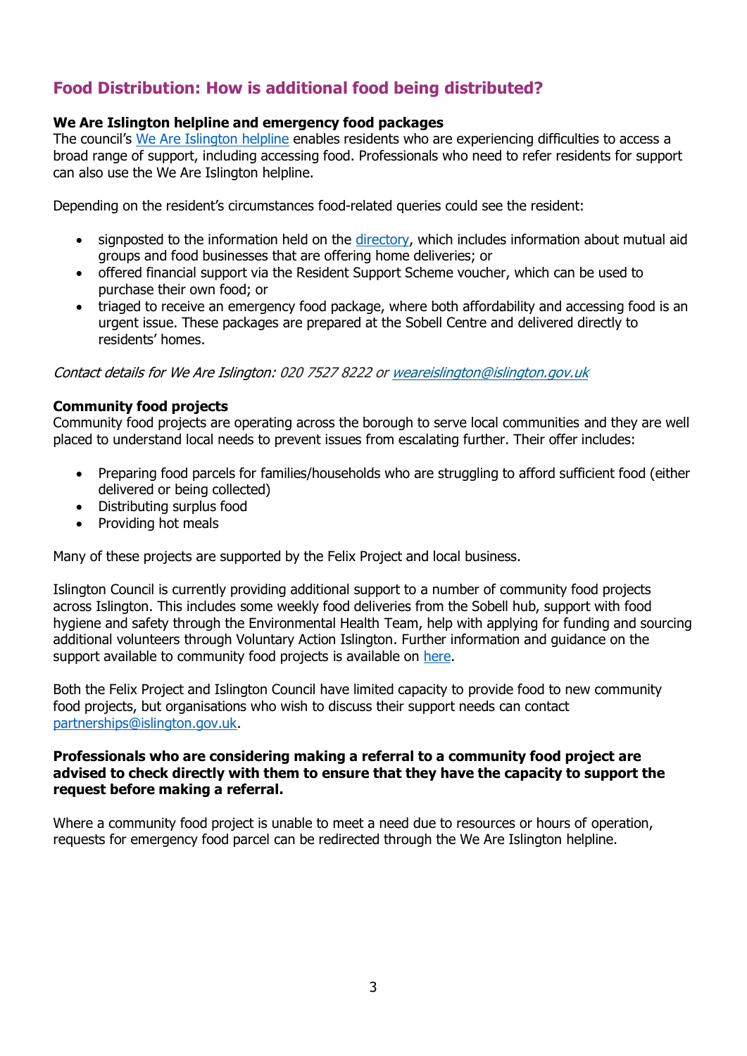## Food Distribution: How is additional food being distributed?

**We Are Islington helpline and emergency food packages**

The council's We Are Islington helpline enables residents who are experiencing difficulties to access a broad range of support, including accessing food. Professionals who need to refer residents for support can also use the We Are Islington helpline.

Depending on the resident's circumstances food-related queries could see the resident:

- signposted to the information held on the directory, which includes information about mutual aid groups and food businesses that are offering home deliveries; or
- offered financial support via the Resident Support Scheme voucher, which can be used to purchase their own food; or
- triaged to receive an emergency food package, where both affordability and accessing food is an urgent issue. These packages are prepared at the Sobell Centre and delivered directly to residents' homes.

*Contact details for We Are Islington: 020 7527 8222 or weareislington@islington.gov.uk*

**Community food projects**

Community food projects are operating across the borough to serve local communities and they are well placed to understand local needs to prevent issues from escalating further. Their offer includes:

- Preparing food parcels for families/households who are struggling to afford sufficient food (either delivered or being collected)
- Distributing surplus food
- Providing hot meals

Many of these projects are supported by the Felix Project and local business.

Islington Council is currently providing additional support to a number of community food projects across Islington. This includes some weekly food deliveries from the Sobell hub, support with food hygiene and safety through the Environmental Health Team, help with applying for funding and sourcing additional volunteers through Voluntary Action Islington. Further information and guidance on the support available to community food projects is available on here.

Both the Felix Project and Islington Council have limited capacity to provide food to new community food projects, but organisations who wish to discuss their support needs can contact partnerships@islington.gov.uk.

**Professionals who are considering making a referral to a community food project are advised to check directly with them to ensure that they have the capacity to support the request before making a referral.**

Where a community food project is unable to meet a need due to resources or hours of operation, requests for emergency food parcel can be redirected through the We Are Islington helpline.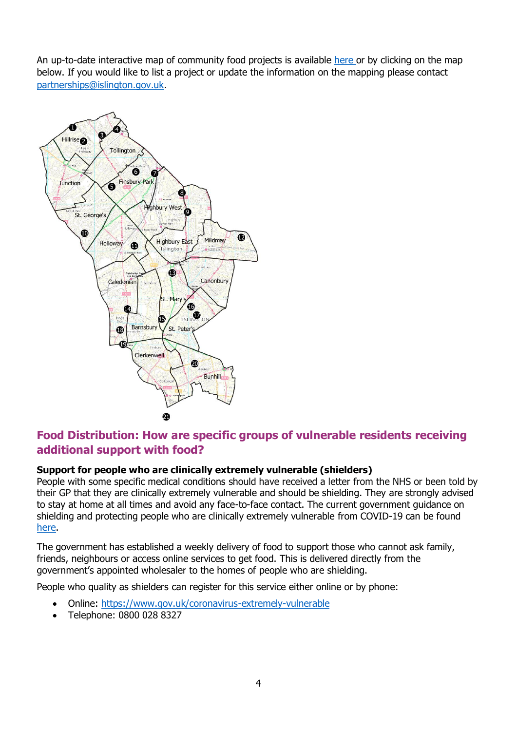An up-to-date interactive map of community food projects is available here or by clicking on the map below. If you would like to list a project or update the information on the mapping please contact partnerships@islington.gov.uk.

## Food Distribution: How are specific groups of vulnerable residents receiving additional support with food?

**Support for people who are clinically extremely vulnerable (shielders)**

People with some specific medical conditions should have received a letter from the NHS or been told by their GP that they are clinically extremely vulnerable and should be shielding. They are strongly advised to stay at home at all times and avoid any face-to-face contact. The current government guidance on shielding and protecting people who are clinically extremely vulnerable from COVID-19 can be found here.

The government has established a weekly delivery of food to support those who cannot ask family, friends, neighbours or access online services to get food. This is delivered directly from the government's appointed wholesaler to the homes of people who are shielding.

People who quality as shielders can register for this service either online or by phone:

- Online: https://www.gov.uk/coronavirus-extremely-vulnerable
- Telephone: 0800 028 8327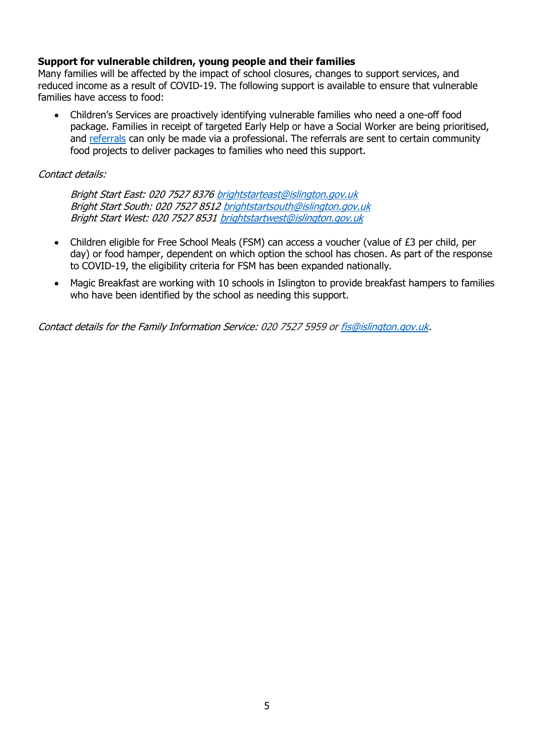**Support for vulnerable children, young people and their families**

Many families will be affected by the impact of school closures, changes to support services, and reduced income as a result of COVID-19. The following support is available to ensure that vulnerable families have access to food:

- Children's Services are proactively identifying vulnerable families who need a one-off food package. Families in receipt of targeted Early Help or have a Social Worker are being prioritised, and referrals can only be made via a professional. The referrals are sent to certain community food projects to deliver packages to families who need this support.

*Contact details:*

> *Bright Start East: 020 7527 8376 brightstarteast@islington.gov.uk*
> *Bright Start South: 020 7527 8512 brightstartsouth@islington.gov.uk*
> *Bright Start West: 020 7527 8531 brightstartwest@islington.gov.uk*

- Children eligible for Free School Meals (FSM) can access a voucher (value of £3 per child, per day) or food hamper, dependent on which option the school has chosen. As part of the response to COVID-19, the eligibility criteria for FSM has been expanded nationally.
- Magic Breakfast are working with 10 schools in Islington to provide breakfast hampers to families who have been identified by the school as needing this support.

*Contact details for the Family Information Service: 020 7527 5959 or fis@islington.gov.uk.*